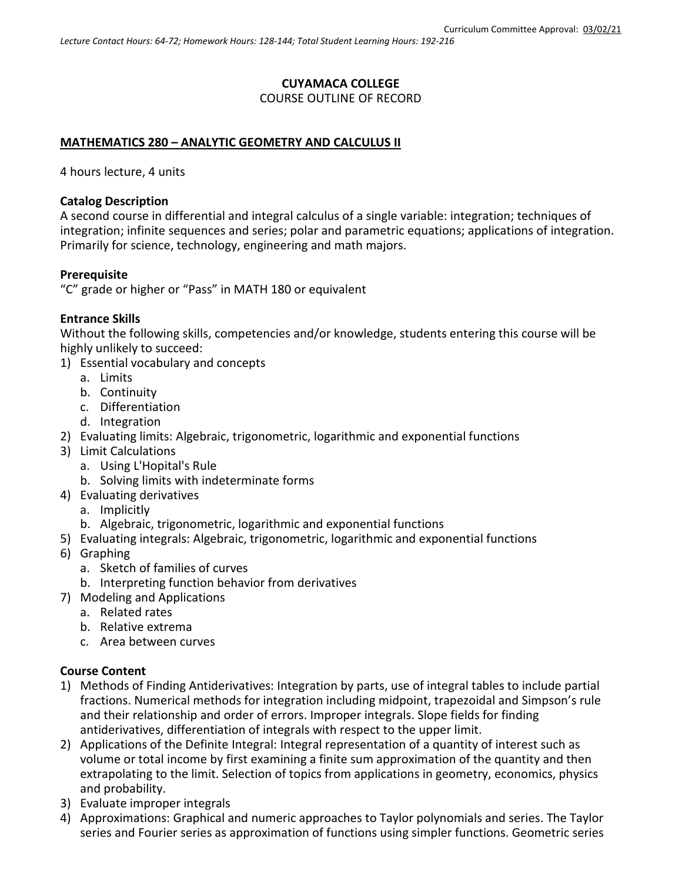Curriculum Committee Approval: 03/02/21

*Lecture Contact Hours: 64-72; Homework Hours: 128-144; Total Student Learning Hours: 192-216*

**CUYAMACA COLLEGE**
COURSE OUTLINE OF RECORD

## MATHEMATICS 280 – ANALYTIC GEOMETRY AND CALCULUS II

4 hours lecture, 4 units

### Catalog Description

A second course in differential and integral calculus of a single variable: integration; techniques of integration; infinite sequences and series; polar and parametric equations; applications of integration. Primarily for science, technology, engineering and math majors.

### Prerequisite

"C" grade or higher or "Pass" in MATH 180 or equivalent

### Entrance Skills

Without the following skills, competencies and/or knowledge, students entering this course will be highly unlikely to succeed:

1) Essential vocabulary and concepts
   a. Limits
   b. Continuity
   c. Differentiation
   d. Integration
2) Evaluating limits: Algebraic, trigonometric, logarithmic and exponential functions
3) Limit Calculations
   a. Using L'Hopital's Rule
   b. Solving limits with indeterminate forms
4) Evaluating derivatives
   a. Implicitly
   b. Algebraic, trigonometric, logarithmic and exponential functions
5) Evaluating integrals: Algebraic, trigonometric, logarithmic and exponential functions
6) Graphing
   a. Sketch of families of curves
   b. Interpreting function behavior from derivatives
7) Modeling and Applications
   a. Related rates
   b. Relative extrema
   c. Area between curves

### Course Content

1) Methods of Finding Antiderivatives: Integration by parts, use of integral tables to include partial fractions. Numerical methods for integration including midpoint, trapezoidal and Simpson's rule and their relationship and order of errors. Improper integrals. Slope fields for finding antiderivatives, differentiation of integrals with respect to the upper limit.
2) Applications of the Definite Integral: Integral representation of a quantity of interest such as volume or total income by first examining a finite sum approximation of the quantity and then extrapolating to the limit. Selection of topics from applications in geometry, economics, physics and probability.
3) Evaluate improper integrals
4) Approximations: Graphical and numeric approaches to Taylor polynomials and series. The Taylor series and Fourier series as approximation of functions using simpler functions. Geometric series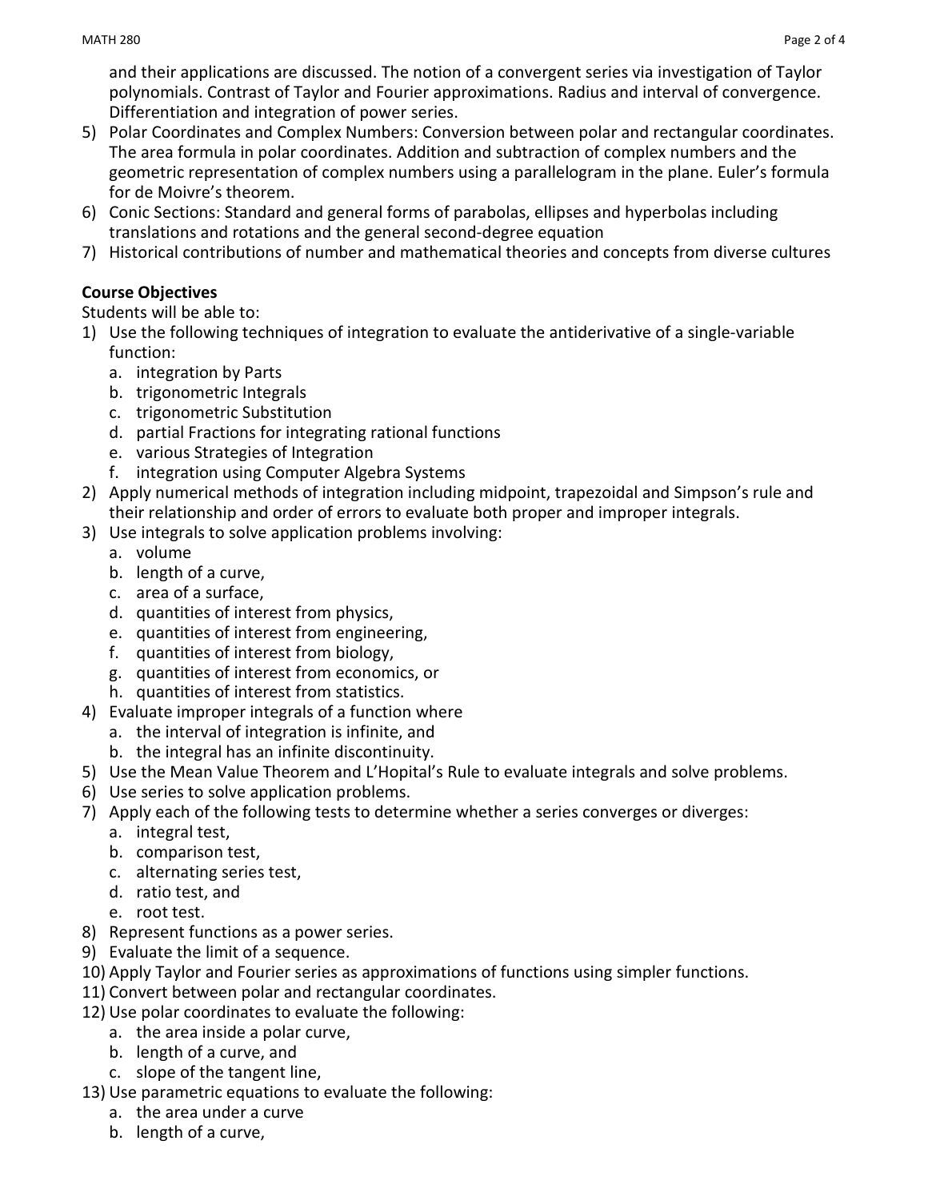and their applications are discussed. The notion of a convergent series via investigation of Taylor polynomials. Contrast of Taylor and Fourier approximations. Radius and interval of convergence. Differentiation and integration of power series.

5) Polar Coordinates and Complex Numbers: Conversion between polar and rectangular coordinates. The area formula in polar coordinates. Addition and subtraction of complex numbers and the geometric representation of complex numbers using a parallelogram in the plane. Euler's formula for de Moivre's theorem.
6) Conic Sections: Standard and general forms of parabolas, ellipses and hyperbolas including translations and rotations and the general second-degree equation
7) Historical contributions of number and mathematical theories and concepts from diverse cultures

**Course Objectives**

Students will be able to:

1) Use the following techniques of integration to evaluate the antiderivative of a single-variable function:
   a. integration by Parts
   b. trigonometric Integrals
   c. trigonometric Substitution
   d. partial Fractions for integrating rational functions
   e. various Strategies of Integration
   f. integration using Computer Algebra Systems
2) Apply numerical methods of integration including midpoint, trapezoidal and Simpson's rule and their relationship and order of errors to evaluate both proper and improper integrals.
3) Use integrals to solve application problems involving:
   a. volume
   b. length of a curve,
   c. area of a surface,
   d. quantities of interest from physics,
   e. quantities of interest from engineering,
   f. quantities of interest from biology,
   g. quantities of interest from economics, or
   h. quantities of interest from statistics.
4) Evaluate improper integrals of a function where
   a. the interval of integration is infinite, and
   b. the integral has an infinite discontinuity.
5) Use the Mean Value Theorem and L'Hopital's Rule to evaluate integrals and solve problems.
6) Use series to solve application problems.
7) Apply each of the following tests to determine whether a series converges or diverges:
   a. integral test,
   b. comparison test,
   c. alternating series test,
   d. ratio test, and
   e. root test.
8) Represent functions as a power series.
9) Evaluate the limit of a sequence.
10) Apply Taylor and Fourier series as approximations of functions using simpler functions.
11) Convert between polar and rectangular coordinates.
12) Use polar coordinates to evaluate the following:
    a. the area inside a polar curve,
    b. length of a curve, and
    c. slope of the tangent line,
13) Use parametric equations to evaluate the following:
    a. the area under a curve
    b. length of a curve,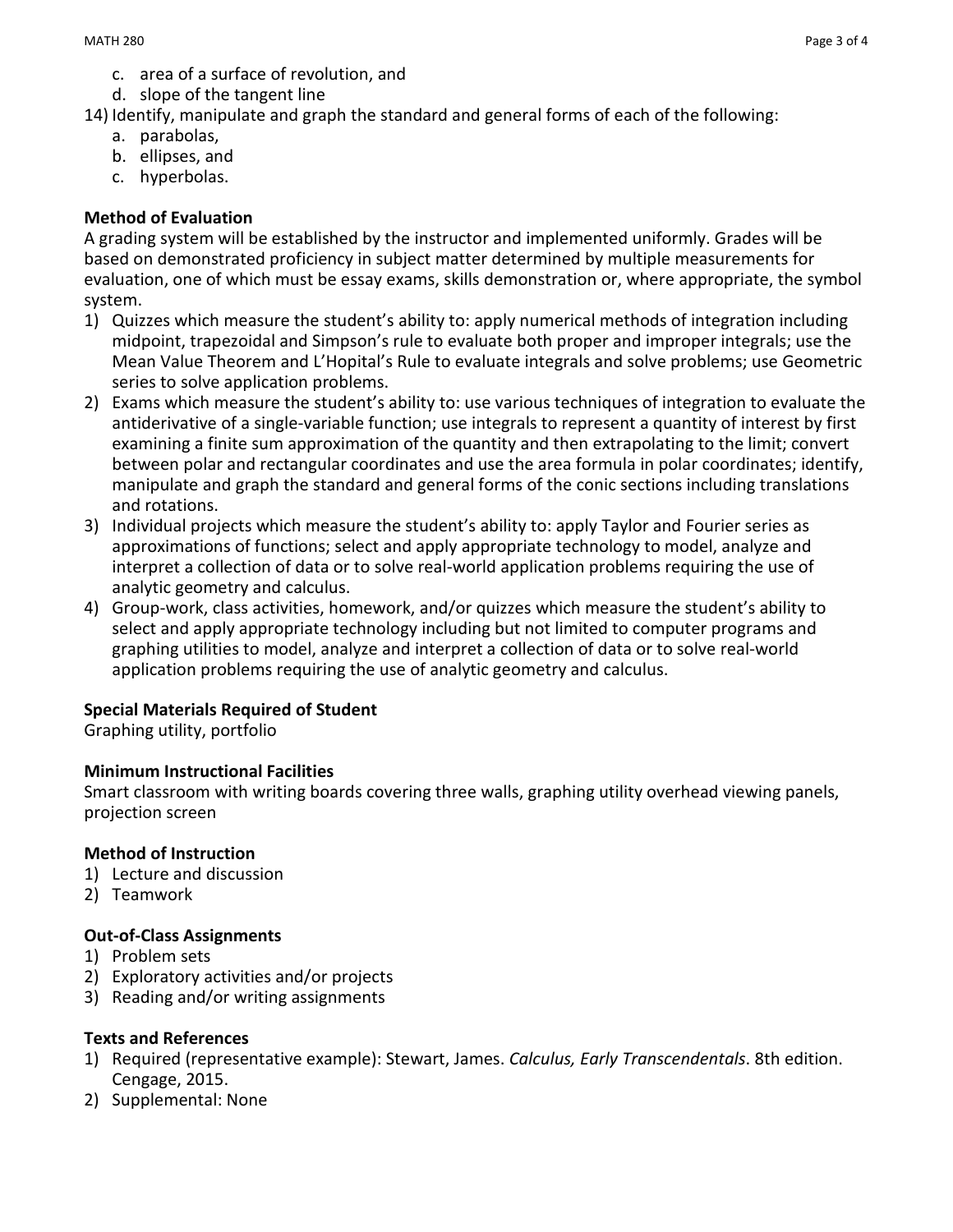c. area of a surface of revolution, and
   d. slope of the tangent line

14) Identify, manipulate and graph the standard and general forms of each of the following:
   a. parabolas,
   b. ellipses, and
   c. hyperbolas.

**Method of Evaluation**

A grading system will be established by the instructor and implemented uniformly. Grades will be based on demonstrated proficiency in subject matter determined by multiple measurements for evaluation, one of which must be essay exams, skills demonstration or, where appropriate, the symbol system.

1) Quizzes which measure the student's ability to: apply numerical methods of integration including midpoint, trapezoidal and Simpson's rule to evaluate both proper and improper integrals; use the Mean Value Theorem and L'Hopital's Rule to evaluate integrals and solve problems; use Geometric series to solve application problems.
2) Exams which measure the student's ability to: use various techniques of integration to evaluate the antiderivative of a single-variable function; use integrals to represent a quantity of interest by first examining a finite sum approximation of the quantity and then extrapolating to the limit; convert between polar and rectangular coordinates and use the area formula in polar coordinates; identify, manipulate and graph the standard and general forms of the conic sections including translations and rotations.
3) Individual projects which measure the student's ability to: apply Taylor and Fourier series as approximations of functions; select and apply appropriate technology to model, analyze and interpret a collection of data or to solve real-world application problems requiring the use of analytic geometry and calculus.
4) Group-work, class activities, homework, and/or quizzes which measure the student's ability to select and apply appropriate technology including but not limited to computer programs and graphing utilities to model, analyze and interpret a collection of data or to solve real-world application problems requiring the use of analytic geometry and calculus.

**Special Materials Required of Student**

Graphing utility, portfolio

**Minimum Instructional Facilities**

Smart classroom with writing boards covering three walls, graphing utility overhead viewing panels, projection screen

**Method of Instruction**

1) Lecture and discussion
2) Teamwork

**Out-of-Class Assignments**

1) Problem sets
2) Exploratory activities and/or projects
3) Reading and/or writing assignments

**Texts and References**

1) Required (representative example): Stewart, James. *Calculus, Early Transcendentals*. 8th edition. Cengage, 2015.
2) Supplemental: None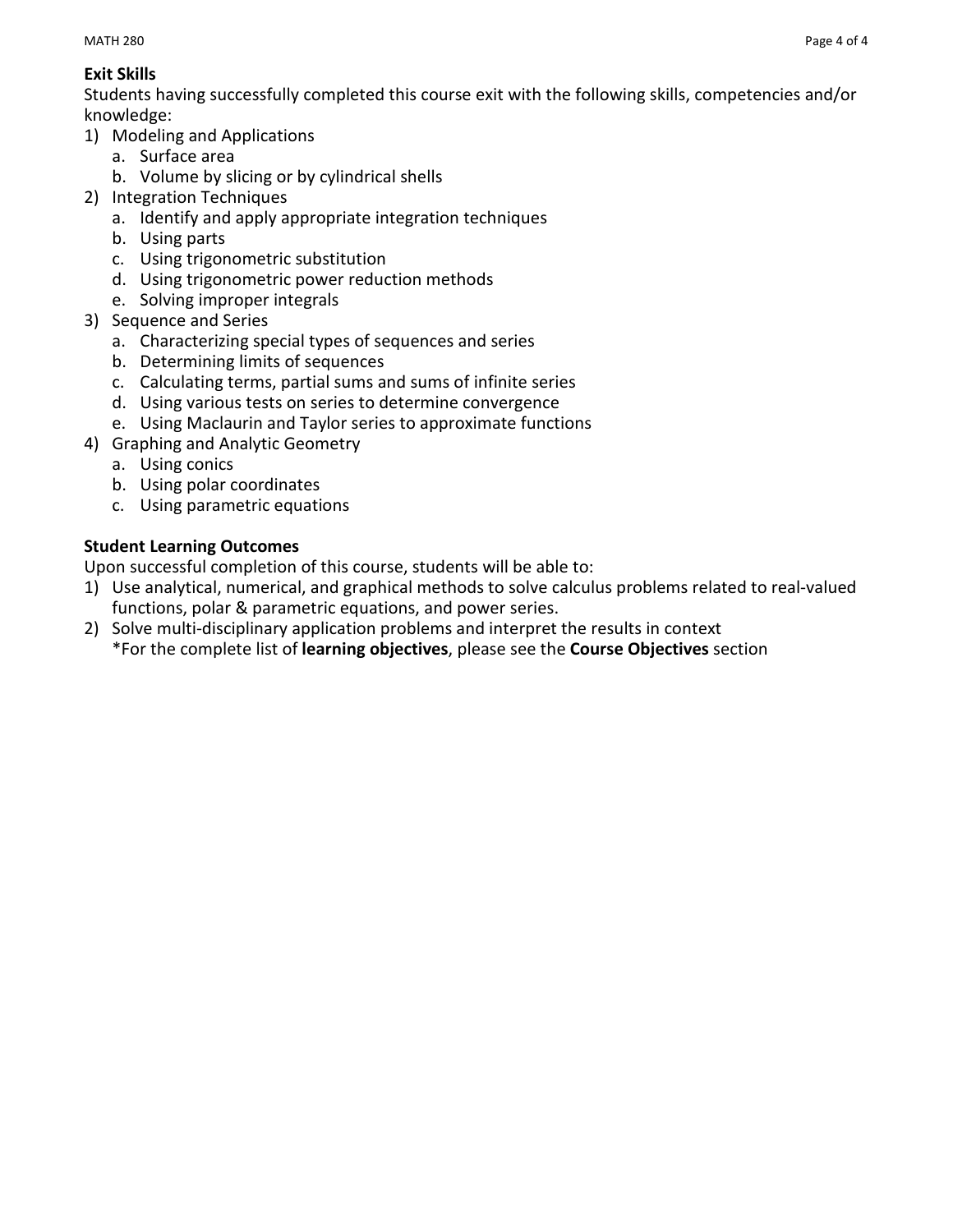**Exit Skills**

Students having successfully completed this course exit with the following skills, competencies and/or knowledge:

1) Modeling and Applications
    a. Surface area
    b. Volume by slicing or by cylindrical shells
2) Integration Techniques
    a. Identify and apply appropriate integration techniques
    b. Using parts
    c. Using trigonometric substitution
    d. Using trigonometric power reduction methods
    e. Solving improper integrals
3) Sequence and Series
    a. Characterizing special types of sequences and series
    b. Determining limits of sequences
    c. Calculating terms, partial sums and sums of infinite series
    d. Using various tests on series to determine convergence
    e. Using Maclaurin and Taylor series to approximate functions
4) Graphing and Analytic Geometry
    a. Using conics
    b. Using polar coordinates
    c. Using parametric equations

**Student Learning Outcomes**

Upon successful completion of this course, students will be able to:

1) Use analytical, numerical, and graphical methods to solve calculus problems related to real-valued functions, polar & parametric equations, and power series.
2) Solve multi-disciplinary application problems and interpret the results in context
   *For the complete list of **learning objectives**, please see the **Course Objectives** section